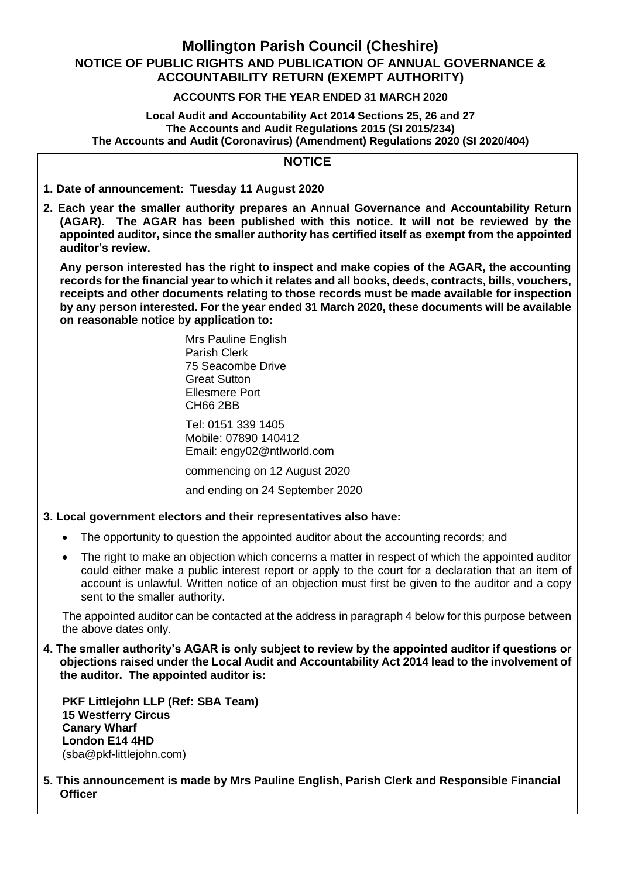# Mollington Parish Council (Cheshire)

## NOTICE OF PUBLIC RIGHTS AND PUBLICATION OF ANNUAL GOVERNANCE & ACCOUNTABILITY RETURN (EXEMPT AUTHORITY)

**ACCOUNTS FOR THE YEAR ENDED 31 MARCH 2020**

**Local Audit and Accountability Act 2014 Sections 25, 26 and 27**
**The Accounts and Audit Regulations 2015 (SI 2015/234)**
**The Accounts and Audit (Coronavirus) (Amendment) Regulations 2020 (SI 2020/404)**

## NOTICE

**1. Date of announcement: Tuesday 11 August 2020**

**2. Each year the smaller authority prepares an Annual Governance and Accountability Return (AGAR). The AGAR has been published with this notice. It will not be reviewed by the appointed auditor, since the smaller authority has certified itself as exempt from the appointed auditor's review.**

**Any person interested has the right to inspect and make copies of the AGAR, the accounting records for the financial year to which it relates and all books, deeds, contracts, bills, vouchers, receipts and other documents relating to those records must be made available for inspection by any person interested. For the year ended 31 March 2020, these documents will be available on reasonable notice by application to:**

Mrs Pauline English
Parish Clerk
75 Seacombe Drive
Great Sutton
Ellesmere Port
CH66 2BB

Tel: 0151 339 1405
Mobile: 07890 140412
Email: engy02@ntlworld.com

commencing on 12 August 2020

and ending on 24 September 2020

**3. Local government electors and their representatives also have:**

- The opportunity to question the appointed auditor about the accounting records; and
- The right to make an objection which concerns a matter in respect of which the appointed auditor could either make a public interest report or apply to the court for a declaration that an item of account is unlawful. Written notice of an objection must first be given to the auditor and a copy sent to the smaller authority.

The appointed auditor can be contacted at the address in paragraph 4 below for this purpose between the above dates only.

**4. The smaller authority's AGAR is only subject to review by the appointed auditor if questions or objections raised under the Local Audit and Accountability Act 2014 lead to the involvement of the auditor. The appointed auditor is:**

**PKF Littlejohn LLP (Ref: SBA Team)**
**15 Westferry Circus**
**Canary Wharf**
**London E14 4HD**
(sba@pkf-littlejohn.com)

**5. This announcement is made by Mrs Pauline English, Parish Clerk and Responsible Financial Officer**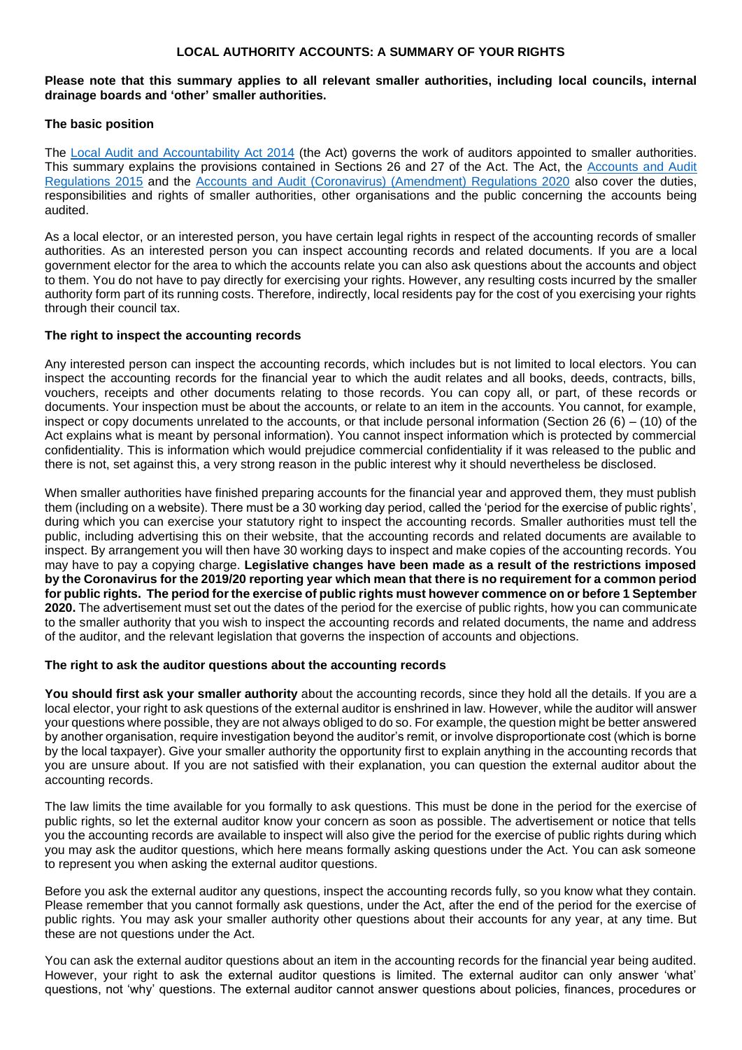## LOCAL AUTHORITY ACCOUNTS: A SUMMARY OF YOUR RIGHTS

**Please note that this summary applies to all relevant smaller authorities, including local councils, internal drainage boards and 'other' smaller authorities.**

### The basic position

The [Local Audit and Accountability Act 2014](#) (the Act) governs the work of auditors appointed to smaller authorities. This summary explains the provisions contained in Sections 26 and 27 of the Act. The Act, the [Accounts and Audit Regulations 2015](#) and the [Accounts and Audit (Coronavirus) (Amendment) Regulations 2020](#) also cover the duties, responsibilities and rights of smaller authorities, other organisations and the public concerning the accounts being audited.

As a local elector, or an interested person, you have certain legal rights in respect of the accounting records of smaller authorities. As an interested person you can inspect accounting records and related documents. If you are a local government elector for the area to which the accounts relate you can also ask questions about the accounts and object to them. You do not have to pay directly for exercising your rights. However, any resulting costs incurred by the smaller authority form part of its running costs. Therefore, indirectly, local residents pay for the cost of you exercising your rights through their council tax.

### The right to inspect the accounting records

Any interested person can inspect the accounting records, which includes but is not limited to local electors. You can inspect the accounting records for the financial year to which the audit relates and all books, deeds, contracts, bills, vouchers, receipts and other documents relating to those records. You can copy all, or part, of these records or documents. Your inspection must be about the accounts, or relate to an item in the accounts. You cannot, for example, inspect or copy documents unrelated to the accounts, or that include personal information (Section 26 (6) – (10) of the Act explains what is meant by personal information). You cannot inspect information which is protected by commercial confidentiality. This is information which would prejudice commercial confidentiality if it was released to the public and there is not, set against this, a very strong reason in the public interest why it should nevertheless be disclosed.

When smaller authorities have finished preparing accounts for the financial year and approved them, they must publish them (including on a website). There must be a 30 working day period, called the 'period for the exercise of public rights', during which you can exercise your statutory right to inspect the accounting records. Smaller authorities must tell the public, including advertising this on their website, that the accounting records and related documents are available to inspect. By arrangement you will then have 30 working days to inspect and make copies of the accounting records. You may have to pay a copying charge. **Legislative changes have been made as a result of the restrictions imposed by the Coronavirus for the 2019/20 reporting year which mean that there is no requirement for a common period for public rights. The period for the exercise of public rights must however commence on or before 1 September 2020.** The advertisement must set out the dates of the period for the exercise of public rights, how you can communicate to the smaller authority that you wish to inspect the accounting records and related documents, the name and address of the auditor, and the relevant legislation that governs the inspection of accounts and objections.

### The right to ask the auditor questions about the accounting records

**You should first ask your smaller authority** about the accounting records, since they hold all the details. If you are a local elector, your right to ask questions of the external auditor is enshrined in law. However, while the auditor will answer your questions where possible, they are not always obliged to do so. For example, the question might be better answered by another organisation, require investigation beyond the auditor's remit, or involve disproportionate cost (which is borne by the local taxpayer). Give your smaller authority the opportunity first to explain anything in the accounting records that you are unsure about. If you are not satisfied with their explanation, you can question the external auditor about the accounting records.

The law limits the time available for you formally to ask questions. This must be done in the period for the exercise of public rights, so let the external auditor know your concern as soon as possible. The advertisement or notice that tells you the accounting records are available to inspect will also give the period for the exercise of public rights during which you may ask the auditor questions, which here means formally asking questions under the Act. You can ask someone to represent you when asking the external auditor questions.

Before you ask the external auditor any questions, inspect the accounting records fully, so you know what they contain. Please remember that you cannot formally ask questions, under the Act, after the end of the period for the exercise of public rights. You may ask your smaller authority other questions about their accounts for any year, at any time. But these are not questions under the Act.

You can ask the external auditor questions about an item in the accounting records for the financial year being audited. However, your right to ask the external auditor questions is limited. The external auditor can only answer 'what' questions, not 'why' questions. The external auditor cannot answer questions about policies, finances, procedures or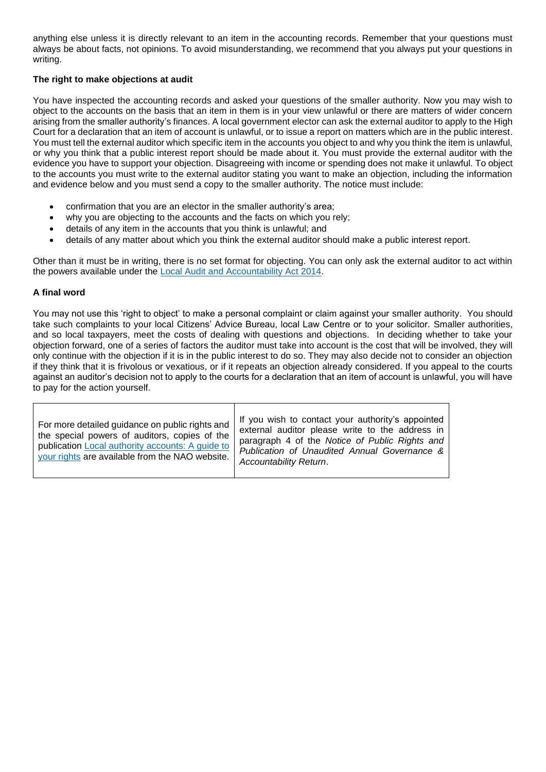anything else unless it is directly relevant to an item in the accounting records. Remember that your questions must always be about facts, not opinions. To avoid misunderstanding, we recommend that you always put your questions in writing.

**The right to make objections at audit**

You have inspected the accounting records and asked your questions of the smaller authority. Now you may wish to object to the accounts on the basis that an item in them is in your view unlawful or there are matters of wider concern arising from the smaller authority's finances. A local government elector can ask the external auditor to apply to the High Court for a declaration that an item of account is unlawful, or to issue a report on matters which are in the public interest. You must tell the external auditor which specific item in the accounts you object to and why you think the item is unlawful, or why you think that a public interest report should be made about it. You must provide the external auditor with the evidence you have to support your objection. Disagreeing with income or spending does not make it unlawful. To object to the accounts you must write to the external auditor stating you want to make an objection, including the information and evidence below and you must send a copy to the smaller authority. The notice must include:

- confirmation that you are an elector in the smaller authority's area;
- why you are objecting to the accounts and the facts on which you rely;
- details of any item in the accounts that you think is unlawful; and
- details of any matter about which you think the external auditor should make a public interest report.

Other than it must be in writing, there is no set format for objecting. You can only ask the external auditor to act within the powers available under the Local Audit and Accountability Act 2014.

**A final word**

You may not use this 'right to object' to make a personal complaint or claim against your smaller authority. You should take such complaints to your local Citizens' Advice Bureau, local Law Centre or to your solicitor. Smaller authorities, and so local taxpayers, meet the costs of dealing with questions and objections. In deciding whether to take your objection forward, one of a series of factors the auditor must take into account is the cost that will be involved, they will only continue with the objection if it is in the public interest to do so. They may also decide not to consider an objection if they think that it is frivolous or vexatious, or if it repeats an objection already considered. If you appeal to the courts against an auditor's decision not to apply to the courts for a declaration that an item of account is unlawful, you will have to pay for the action yourself.

| | |
|---|---|
| For more detailed guidance on public rights and the special powers of auditors, copies of the publication Local authority accounts: A guide to your rights are available from the NAO website. | If you wish to contact your authority's appointed external auditor please write to the address in paragraph 4 of the *Notice of Public Rights and Publication of Unaudited Annual Governance & Accountability Return*. |